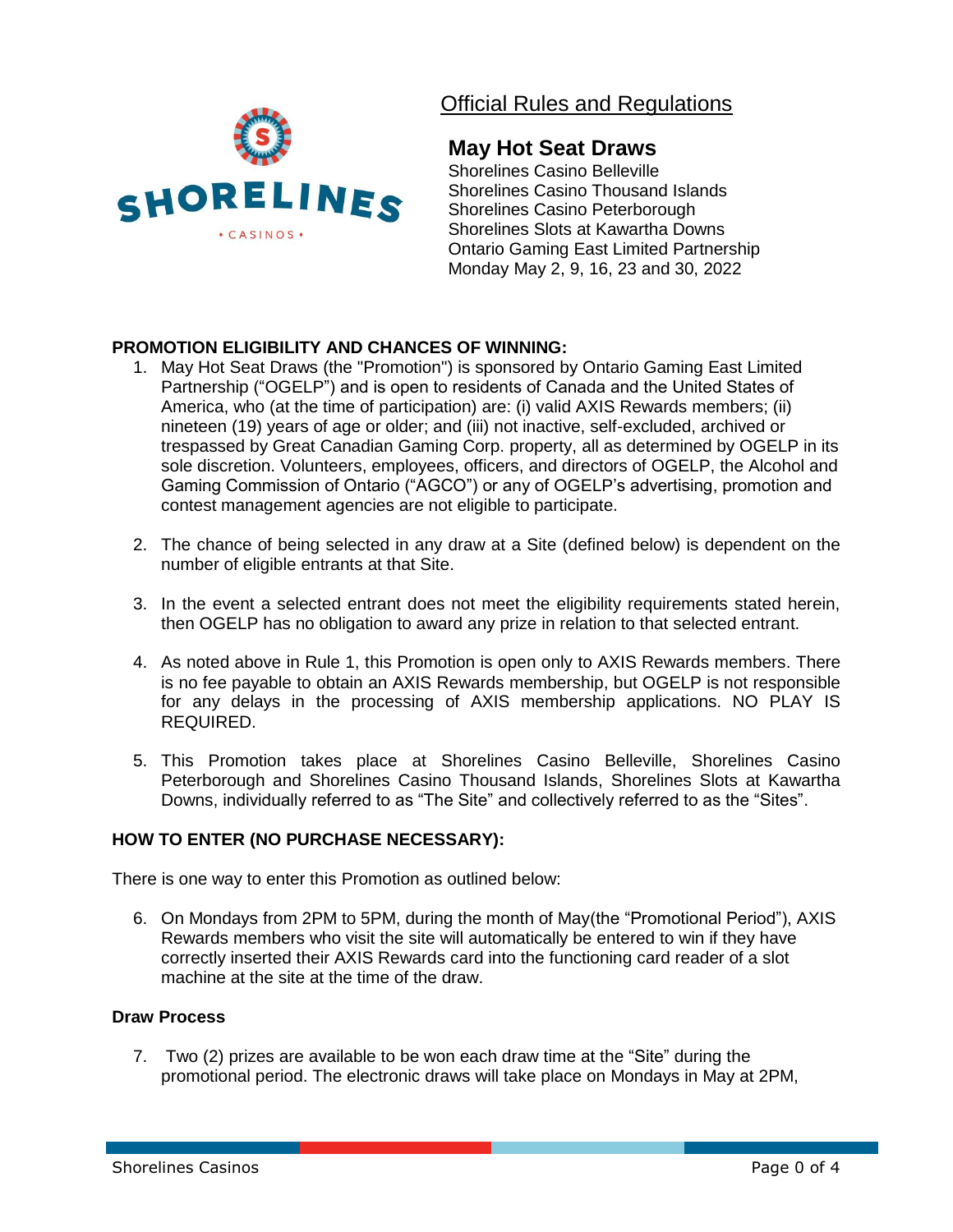Official Rules and Regulations

# May Hot Seat Draws

Shorelines Casino Belleville
Shorelines Casino Thousand Islands
Shorelines Casino Peterborough
Shorelines Slots at Kawartha Downs
Ontario Gaming East Limited Partnership
Monday May 2, 9, 16, 23 and 30, 2022

## PROMOTION ELIGIBILITY AND CHANCES OF WINNING:

1. May Hot Seat Draws (the "Promotion") is sponsored by Ontario Gaming East Limited Partnership ("OGELP") and is open to residents of Canada and the United States of America, who (at the time of participation) are: (i) valid AXIS Rewards members; (ii) nineteen (19) years of age or older; and (iii) not inactive, self-excluded, archived or trespassed by Great Canadian Gaming Corp. property, all as determined by OGELP in its sole discretion. Volunteers, employees, officers, and directors of OGELP, the Alcohol and Gaming Commission of Ontario ("AGCO") or any of OGELP's advertising, promotion and contest management agencies are not eligible to participate.

2. The chance of being selected in any draw at a Site (defined below) is dependent on the number of eligible entrants at that Site.

3. In the event a selected entrant does not meet the eligibility requirements stated herein, then OGELP has no obligation to award any prize in relation to that selected entrant.

4. As noted above in Rule 1, this Promotion is open only to AXIS Rewards members. There is no fee payable to obtain an AXIS Rewards membership, but OGELP is not responsible for any delays in the processing of AXIS membership applications. NO PLAY IS REQUIRED.

5. This Promotion takes place at Shorelines Casino Belleville, Shorelines Casino Peterborough and Shorelines Casino Thousand Islands, Shorelines Slots at Kawartha Downs, individually referred to as "The Site" and collectively referred to as the "Sites".

## HOW TO ENTER (NO PURCHASE NECESSARY):

There is one way to enter this Promotion as outlined below:

6. On Mondays from 2PM to 5PM, during the month of May(the "Promotional Period"), AXIS Rewards members who visit the site will automatically be entered to win if they have correctly inserted their AXIS Rewards card into the functioning card reader of a slot machine at the site at the time of the draw.

### Draw Process

7. Two (2) prizes are available to be won each draw time at the "Site" during the promotional period. The electronic draws will take place on Mondays in May at 2PM,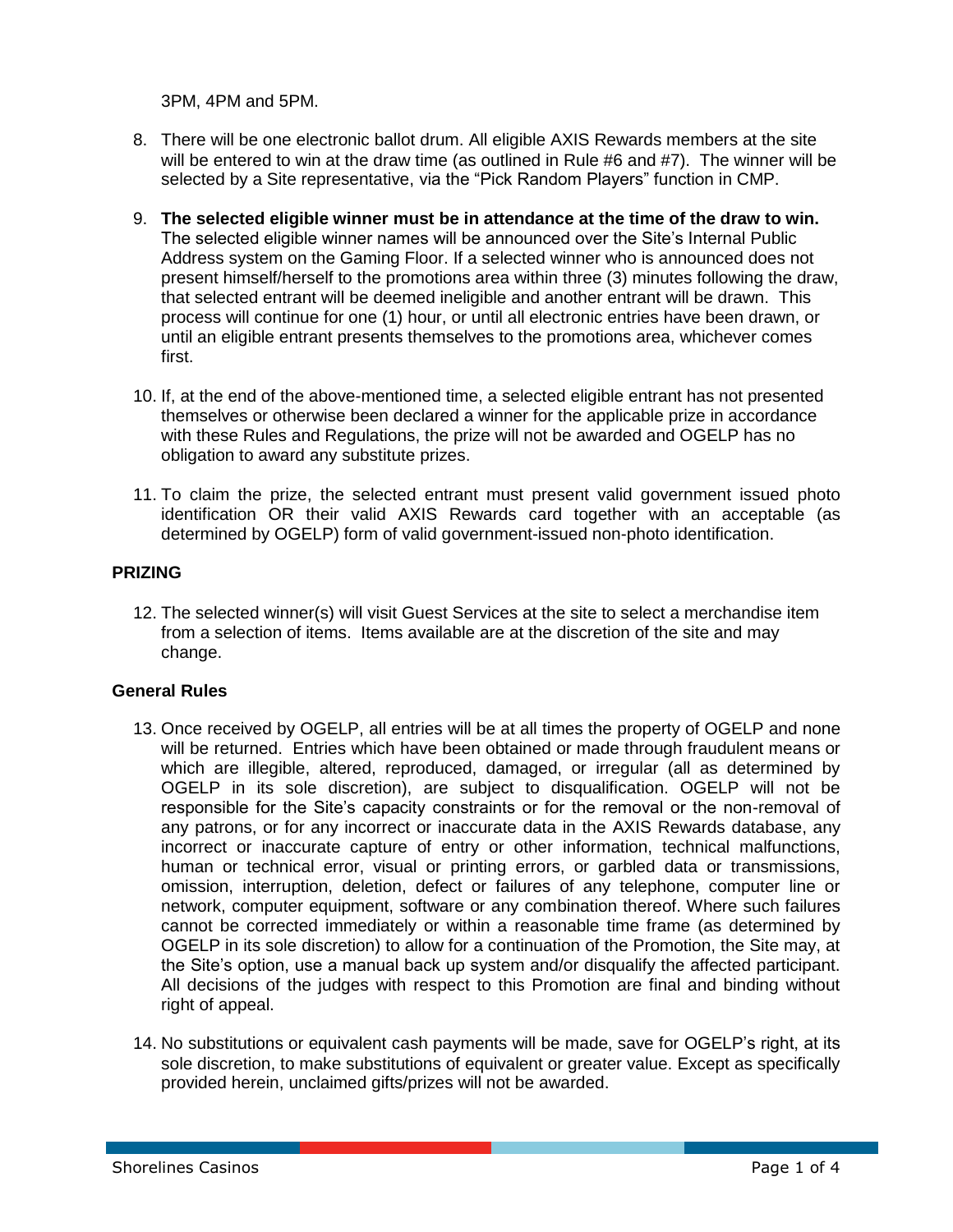3PM, 4PM and 5PM.

8. There will be one electronic ballot drum. All eligible AXIS Rewards members at the site will be entered to win at the draw time (as outlined in Rule #6 and #7). The winner will be selected by a Site representative, via the "Pick Random Players" function in CMP.

9. **The selected eligible winner must be in attendance at the time of the draw to win.** The selected eligible winner names will be announced over the Site's Internal Public Address system on the Gaming Floor. If a selected winner who is announced does not present himself/herself to the promotions area within three (3) minutes following the draw, that selected entrant will be deemed ineligible and another entrant will be drawn. This process will continue for one (1) hour, or until all electronic entries have been drawn, or until an eligible entrant presents themselves to the promotions area, whichever comes first.

10. If, at the end of the above-mentioned time, a selected eligible entrant has not presented themselves or otherwise been declared a winner for the applicable prize in accordance with these Rules and Regulations, the prize will not be awarded and OGELP has no obligation to award any substitute prizes.

11. To claim the prize, the selected entrant must present valid government issued photo identification OR their valid AXIS Rewards card together with an acceptable (as determined by OGELP) form of valid government-issued non-photo identification.

**PRIZING**

12. The selected winner(s) will visit Guest Services at the site to select a merchandise item from a selection of items. Items available are at the discretion of the site and may change.

**General Rules**

13. Once received by OGELP, all entries will be at all times the property of OGELP and none will be returned. Entries which have been obtained or made through fraudulent means or which are illegible, altered, reproduced, damaged, or irregular (all as determined by OGELP in its sole discretion), are subject to disqualification. OGELP will not be responsible for the Site's capacity constraints or for the removal or the non-removal of any patrons, or for any incorrect or inaccurate data in the AXIS Rewards database, any incorrect or inaccurate capture of entry or other information, technical malfunctions, human or technical error, visual or printing errors, or garbled data or transmissions, omission, interruption, deletion, defect or failures of any telephone, computer line or network, computer equipment, software or any combination thereof. Where such failures cannot be corrected immediately or within a reasonable time frame (as determined by OGELP in its sole discretion) to allow for a continuation of the Promotion, the Site may, at the Site's option, use a manual back up system and/or disqualify the affected participant. All decisions of the judges with respect to this Promotion are final and binding without right of appeal.

14. No substitutions or equivalent cash payments will be made, save for OGELP's right, at its sole discretion, to make substitutions of equivalent or greater value. Except as specifically provided herein, unclaimed gifts/prizes will not be awarded.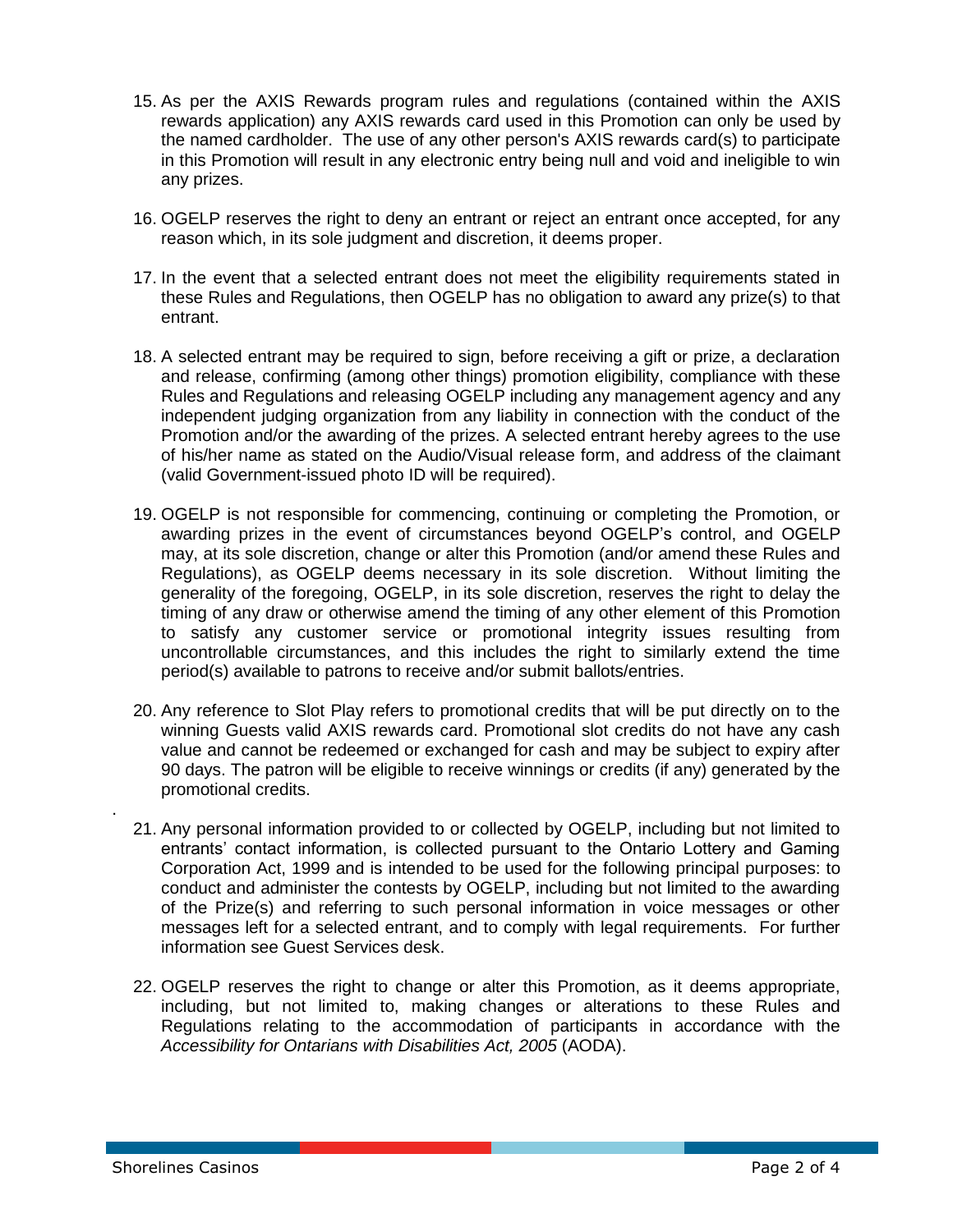15. As per the AXIS Rewards program rules and regulations (contained within the AXIS rewards application) any AXIS rewards card used in this Promotion can only be used by the named cardholder. The use of any other person's AXIS rewards card(s) to participate in this Promotion will result in any electronic entry being null and void and ineligible to win any prizes.

16. OGELP reserves the right to deny an entrant or reject an entrant once accepted, for any reason which, in its sole judgment and discretion, it deems proper.

17. In the event that a selected entrant does not meet the eligibility requirements stated in these Rules and Regulations, then OGELP has no obligation to award any prize(s) to that entrant.

18. A selected entrant may be required to sign, before receiving a gift or prize, a declaration and release, confirming (among other things) promotion eligibility, compliance with these Rules and Regulations and releasing OGELP including any management agency and any independent judging organization from any liability in connection with the conduct of the Promotion and/or the awarding of the prizes. A selected entrant hereby agrees to the use of his/her name as stated on the Audio/Visual release form, and address of the claimant (valid Government-issued photo ID will be required).

19. OGELP is not responsible for commencing, continuing or completing the Promotion, or awarding prizes in the event of circumstances beyond OGELP's control, and OGELP may, at its sole discretion, change or alter this Promotion (and/or amend these Rules and Regulations), as OGELP deems necessary in its sole discretion. Without limiting the generality of the foregoing, OGELP, in its sole discretion, reserves the right to delay the timing of any draw or otherwise amend the timing of any other element of this Promotion to satisfy any customer service or promotional integrity issues resulting from uncontrollable circumstances, and this includes the right to similarly extend the time period(s) available to patrons to receive and/or submit ballots/entries.

20. Any reference to Slot Play refers to promotional credits that will be put directly on to the winning Guests valid AXIS rewards card. Promotional slot credits do not have any cash value and cannot be redeemed or exchanged for cash and may be subject to expiry after 90 days. The patron will be eligible to receive winnings or credits (if any) generated by the promotional credits.

21. Any personal information provided to or collected by OGELP, including but not limited to entrants' contact information, is collected pursuant to the Ontario Lottery and Gaming Corporation Act, 1999 and is intended to be used for the following principal purposes: to conduct and administer the contests by OGELP, including but not limited to the awarding of the Prize(s) and referring to such personal information in voice messages or other messages left for a selected entrant, and to comply with legal requirements. For further information see Guest Services desk.

22. OGELP reserves the right to change or alter this Promotion, as it deems appropriate, including, but not limited to, making changes or alterations to these Rules and Regulations relating to the accommodation of participants in accordance with the *Accessibility for Ontarians with Disabilities Act, 2005* (AODA).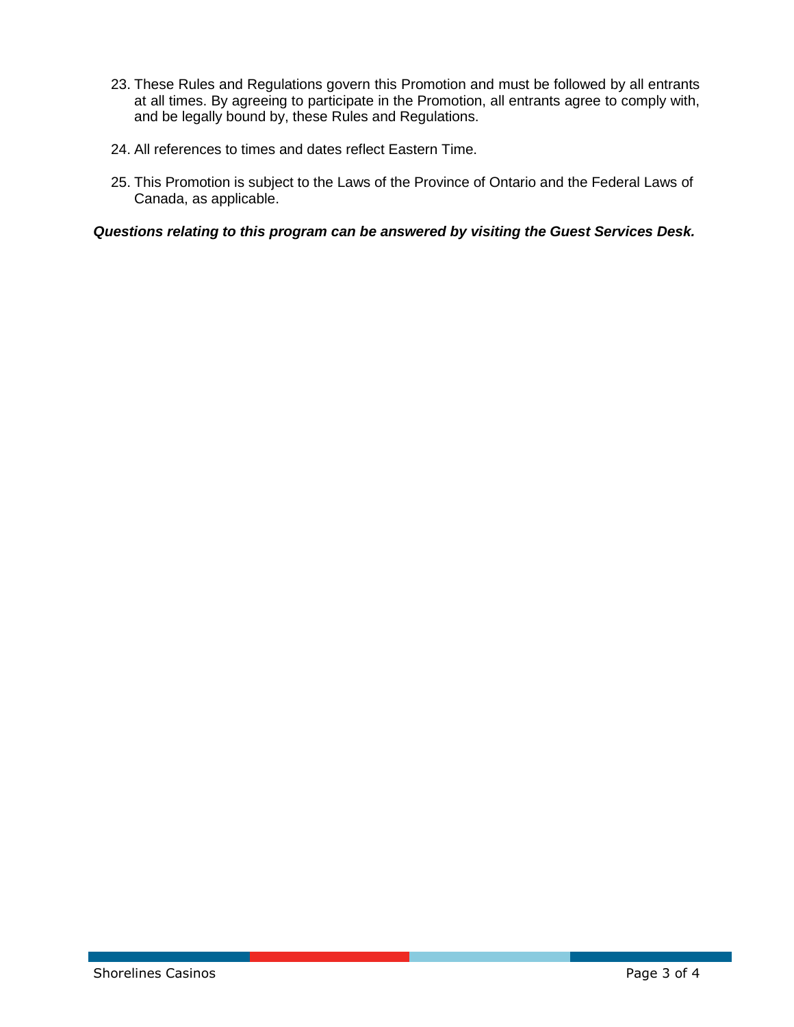23. These Rules and Regulations govern this Promotion and must be followed by all entrants at all times. By agreeing to participate in the Promotion, all entrants agree to comply with, and be legally bound by, these Rules and Regulations.

24. All references to times and dates reflect Eastern Time.

25. This Promotion is subject to the Laws of the Province of Ontario and the Federal Laws of Canada, as applicable.

***Questions relating to this program can be answered by visiting the Guest Services Desk.***